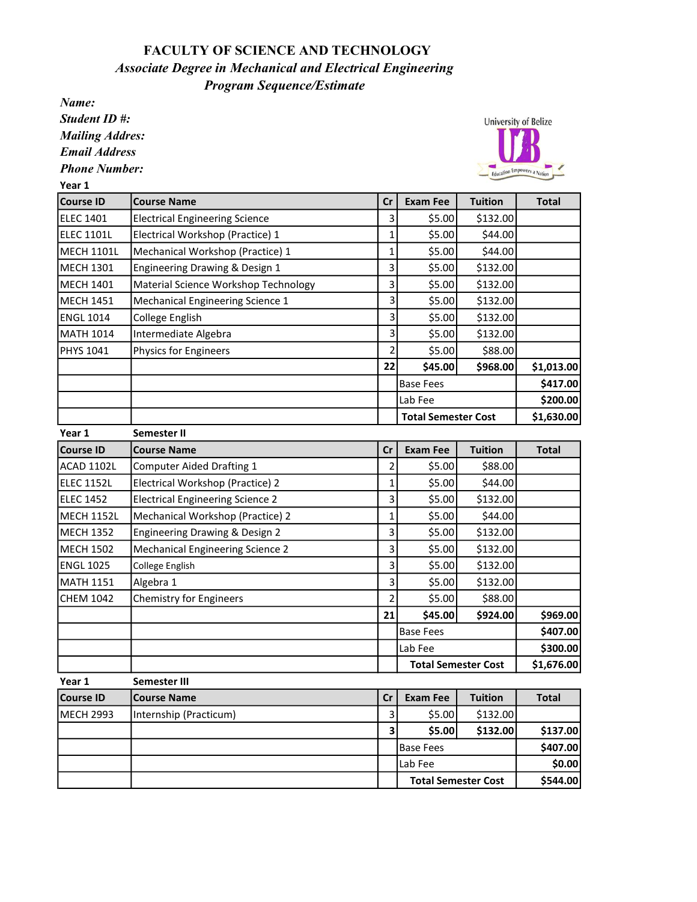# FACULTY OF SCIENCE AND TECHNOLOGY

## *Associate Degree in Mechanical and Electrical Engineering*

### *Program Sequence/Estimate*

***Name:***

***Student ID #:***

***Mailing Addres:***

***Email Address***

***Phone Number:***

**Year 1**

| Course ID | Course Name | Cr | Exam Fee | Tuition | Total |
|---|---|---|---|---|---|
| ELEC 1401 | Electrical Engineering Science | 3 | $5.00 | $132.00 | |
| ELEC 1101L | Electrical Workshop (Practice) 1 | 1 | $5.00 | $44.00 | |
| MECH 1101L | Mechanical Workshop (Practice) 1 | 1 | $5.00 | $44.00 | |
| MECH 1301 | Engineering Drawing & Design 1 | 3 | $5.00 | $132.00 | |
| MECH 1401 | Material Science Workshop Technology | 3 | $5.00 | $132.00 | |
| MECH 1451 | Mechanical Engineering Science 1 | 3 | $5.00 | $132.00 | |
| ENGL 1014 | College English | 3 | $5.00 | $132.00 | |
| MATH 1014 | Intermediate Algebra | 3 | $5.00 | $132.00 | |
| PHYS 1041 | Physics for Engineers | 2 | $5.00 | $88.00 | |
| | | **22** | **$45.00** | **$968.00** | **$1,013.00** |
| | | | Base Fees | | **$417.00** |
| | | | Lab Fee | | **$200.00** |
| | | | **Total Semester Cost** | | **$1,630.00** |

**Year 1** **Semester II**

| Course ID | Course Name | Cr | Exam Fee | Tuition | Total |
|---|---|---|---|---|---|
| ACAD 1102L | Computer Aided Drafting 1 | 2 | $5.00 | $88.00 | |
| ELEC 1152L | Electrical Workshop (Practice) 2 | 1 | $5.00 | $44.00 | |
| ELEC 1452 | Electrical Engineering Science 2 | 3 | $5.00 | $132.00 | |
| MECH 1152L | Mechanical Workshop (Practice) 2 | 1 | $5.00 | $44.00 | |
| MECH 1352 | Engineering Drawing & Design 2 | 3 | $5.00 | $132.00 | |
| MECH 1502 | Mechanical Engineering Science 2 | 3 | $5.00 | $132.00 | |
| ENGL 1025 | College English | 3 | $5.00 | $132.00 | |
| MATH 1151 | Algebra 1 | 3 | $5.00 | $132.00 | |
| CHEM 1042 | Chemistry for Engineers | 2 | $5.00 | $88.00 | |
| | | **21** | **$45.00** | **$924.00** | **$969.00** |
| | | | Base Fees | | **$407.00** |
| | | | Lab Fee | | **$300.00** |
| | | | **Total Semester Cost** | | **$1,676.00** |

**Year 1** **Semester III**

| Course ID | Course Name | Cr | Exam Fee | Tuition | Total |
|---|---|---|---|---|---|
| MECH 2993 | Internship (Practicum) | 3 | $5.00 | $132.00 | |
| | | **3** | **$5.00** | **$132.00** | **$137.00** |
| | | | Base Fees | | **$407.00** |
| | | | Lab Fee | | **$0.00** |
| | | | **Total Semester Cost** | | **$544.00** |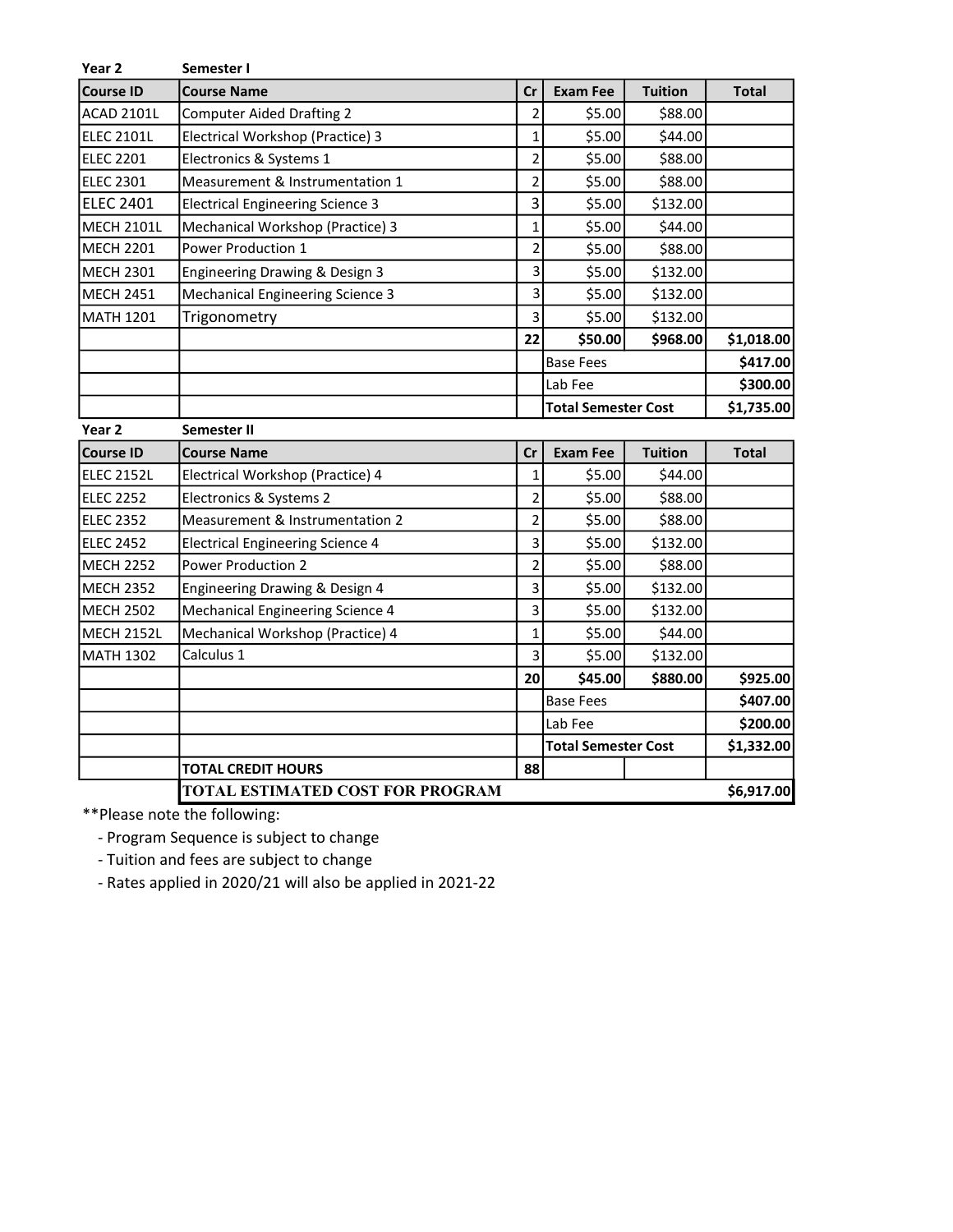**Year 2** **Semester I**

| Course ID | Course Name | Cr | Exam Fee | Tuition | Total |
|---|---|---|---|---|---|
| ACAD 2101L | Computer Aided Drafting 2 | 2 | $5.00 | $88.00 | |
| ELEC 2101L | Electrical Workshop (Practice) 3 | 1 | $5.00 | $44.00 | |
| ELEC 2201 | Electronics & Systems 1 | 2 | $5.00 | $88.00 | |
| ELEC 2301 | Measurement & Instrumentation 1 | 2 | $5.00 | $88.00 | |
| ELEC 2401 | Electrical Engineering Science 3 | 3 | $5.00 | $132.00 | |
| MECH 2101L | Mechanical Workshop (Practice) 3 | 1 | $5.00 | $44.00 | |
| MECH 2201 | Power Production 1 | 2 | $5.00 | $88.00 | |
| MECH 2301 | Engineering Drawing & Design 3 | 3 | $5.00 | $132.00 | |
| MECH 2451 | Mechanical Engineering Science 3 | 3 | $5.00 | $132.00 | |
| MATH 1201 | Trigonometry | 3 | $5.00 | $132.00 | |
| | | **22** | **$50.00** | **$968.00** | **$1,018.00** |
| | | | Base Fees | | **$417.00** |
| | | | Lab Fee | | **$300.00** |
| | | | **Total Semester Cost** | | **$1,735.00** |

**Year 2** **Semester II**

| Course ID | Course Name | Cr | Exam Fee | Tuition | Total |
|---|---|---|---|---|---|
| ELEC 2152L | Electrical Workshop (Practice) 4 | 1 | $5.00 | $44.00 | |
| ELEC 2252 | Electronics & Systems 2 | 2 | $5.00 | $88.00 | |
| ELEC 2352 | Measurement & Instrumentation 2 | 2 | $5.00 | $88.00 | |
| ELEC 2452 | Electrical Engineering Science 4 | 3 | $5.00 | $132.00 | |
| MECH 2252 | Power Production 2 | 2 | $5.00 | $88.00 | |
| MECH 2352 | Engineering Drawing & Design 4 | 3 | $5.00 | $132.00 | |
| MECH 2502 | Mechanical Engineering Science 4 | 3 | $5.00 | $132.00 | |
| MECH 2152L | Mechanical Workshop (Practice) 4 | 1 | $5.00 | $44.00 | |
| MATH 1302 | Calculus 1 | 3 | $5.00 | $132.00 | |
| | | **20** | **$45.00** | **$880.00** | **$925.00** |
| | | | Base Fees | | **$407.00** |
| | | | Lab Fee | | **$200.00** |
| | | | **Total Semester Cost** | | **$1,332.00** |
| | **TOTAL CREDIT HOURS** | **88** | | | |
| | **TOTAL ESTIMATED COST FOR PROGRAM** | | | | **$6,917.00** |

**Please note the following:

- Program Sequence is subject to change
- Tuition and fees are subject to change
- Rates applied in 2020/21 will also be applied in 2021-22